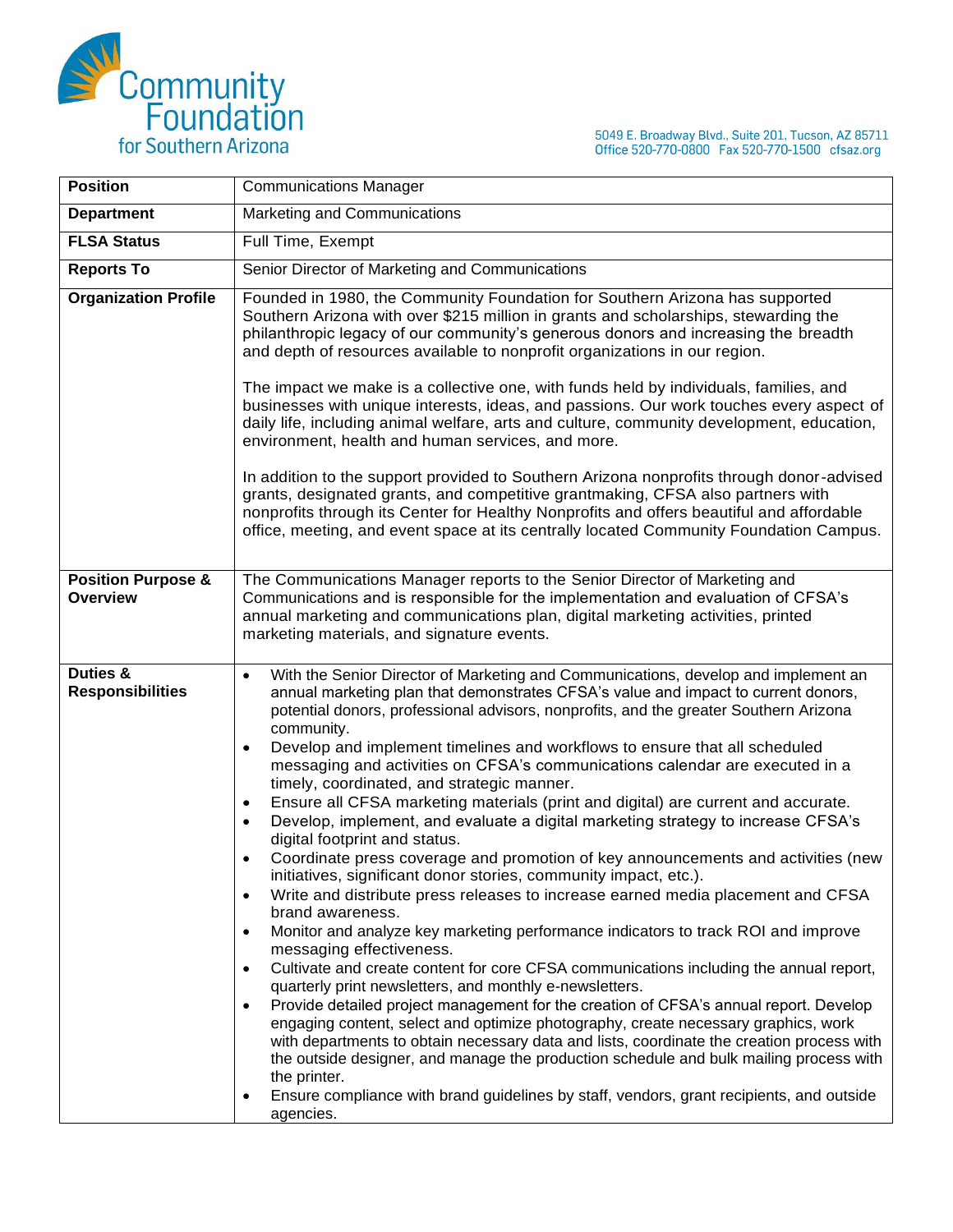Community Foundation for Southern Arizona

5049 E. Broadway Blvd., Suite 201, Tucson, AZ 85711
Office 520-770-0800 Fax 520-770-1500 cfsaz.org

| **Position** | Communications Manager |
|---|---|
| **Department** | Marketing and Communications |
| **FLSA Status** | Full Time, Exempt |
| **Reports To** | Senior Director of Marketing and Communications |
| **Organization Profile** | Founded in 1980, the Community Foundation for Southern Arizona has supported Southern Arizona with over $215 million in grants and scholarships, stewarding the philanthropic legacy of our community's generous donors and increasing the breadth and depth of resources available to nonprofit organizations in our region.<br><br>The impact we make is a collective one, with funds held by individuals, families, and businesses with unique interests, ideas, and passions. Our work touches every aspect of daily life, including animal welfare, arts and culture, community development, education, environment, health and human services, and more.<br><br>In addition to the support provided to Southern Arizona nonprofits through donor-advised grants, designated grants, and competitive grantmaking, CFSA also partners with nonprofits through its Center for Healthy Nonprofits and offers beautiful and affordable office, meeting, and event space at its centrally located Community Foundation Campus. |
| **Position Purpose & Overview** | The Communications Manager reports to the Senior Director of Marketing and Communications and is responsible for the implementation and evaluation of CFSA's annual marketing and communications plan, digital marketing activities, printed marketing materials, and signature events. |
| **Duties & Responsibilities** | • With the Senior Director of Marketing and Communications, develop and implement an annual marketing plan that demonstrates CFSA's value and impact to current donors, potential donors, professional advisors, nonprofits, and the greater Southern Arizona community.<br>• Develop and implement timelines and workflows to ensure that all scheduled messaging and activities on CFSA's communications calendar are executed in a timely, coordinated, and strategic manner.<br>• Ensure all CFSA marketing materials (print and digital) are current and accurate.<br>• Develop, implement, and evaluate a digital marketing strategy to increase CFSA's digital footprint and status.<br>• Coordinate press coverage and promotion of key announcements and activities (new initiatives, significant donor stories, community impact, etc.).<br>• Write and distribute press releases to increase earned media placement and CFSA brand awareness.<br>• Monitor and analyze key marketing performance indicators to track ROI and improve messaging effectiveness.<br>• Cultivate and create content for core CFSA communications including the annual report, quarterly print newsletters, and monthly e-newsletters.<br>• Provide detailed project management for the creation of CFSA's annual report. Develop engaging content, select and optimize photography, create necessary graphics, work with departments to obtain necessary data and lists, coordinate the creation process with the outside designer, and manage the production schedule and bulk mailing process with the printer.<br>• Ensure compliance with brand guidelines by staff, vendors, grant recipients, and outside agencies. |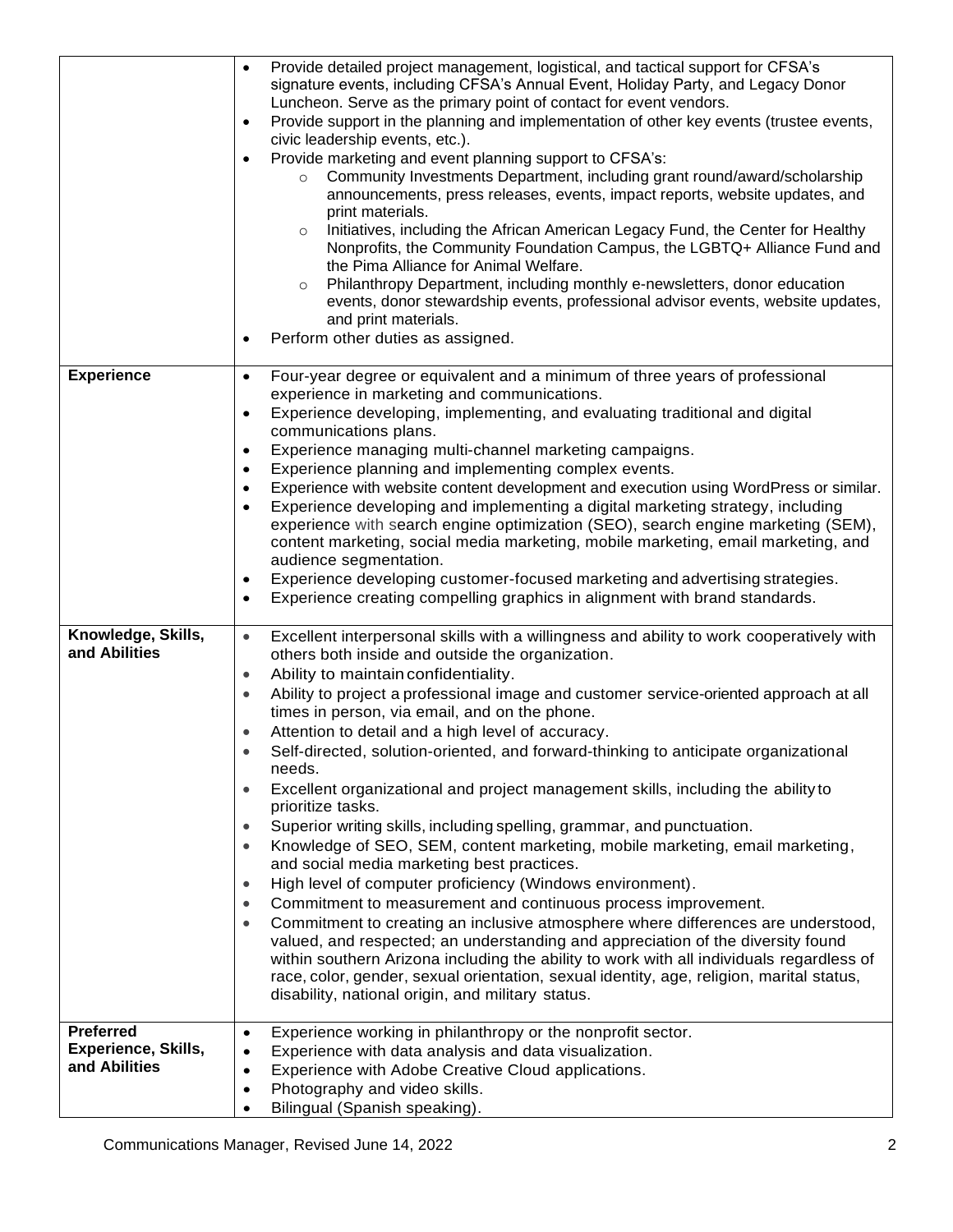| | |
|---|---|
| | • Provide detailed project management, logistical, and tactical support for CFSA's signature events, including CFSA's Annual Event, Holiday Party, and Legacy Donor Luncheon. Serve as the primary point of contact for event vendors.<br>• Provide support in the planning and implementation of other key events (trustee events, civic leadership events, etc.).<br>• Provide marketing and event planning support to CFSA's:<br>&nbsp;&nbsp;&nbsp;&nbsp;○ Community Investments Department, including grant round/award/scholarship announcements, press releases, events, impact reports, website updates, and print materials.<br>&nbsp;&nbsp;&nbsp;&nbsp;○ Initiatives, including the African American Legacy Fund, the Center for Healthy Nonprofits, the Community Foundation Campus, the LGBTQ+ Alliance Fund and the Pima Alliance for Animal Welfare.<br>&nbsp;&nbsp;&nbsp;&nbsp;○ Philanthropy Department, including monthly e-newsletters, donor education events, donor stewardship events, professional advisor events, website updates, and print materials.<br>• Perform other duties as assigned. |
| **Experience** | • Four-year degree or equivalent and a minimum of three years of professional experience in marketing and communications.<br>• Experience developing, implementing, and evaluating traditional and digital communications plans.<br>• Experience managing multi-channel marketing campaigns.<br>• Experience planning and implementing complex events.<br>• Experience with website content development and execution using WordPress or similar.<br>• Experience developing and implementing a digital marketing strategy, including experience with search engine optimization (SEO), search engine marketing (SEM), content marketing, social media marketing, mobile marketing, email marketing, and audience segmentation.<br>• Experience developing customer-focused marketing and advertising strategies.<br>• Experience creating compelling graphics in alignment with brand standards. |
| **Knowledge, Skills, and Abilities** | • Excellent interpersonal skills with a willingness and ability to work cooperatively with others both inside and outside the organization.<br>• Ability to maintain confidentiality.<br>• Ability to project a professional image and customer service-oriented approach at all times in person, via email, and on the phone.<br>• Attention to detail and a high level of accuracy.<br>• Self-directed, solution-oriented, and forward-thinking to anticipate organizational needs.<br>• Excellent organizational and project management skills, including the ability to prioritize tasks.<br>• Superior writing skills, including spelling, grammar, and punctuation.<br>• Knowledge of SEO, SEM, content marketing, mobile marketing, email marketing, and social media marketing best practices.<br>• High level of computer proficiency (Windows environment).<br>• Commitment to measurement and continuous process improvement.<br>• Commitment to creating an inclusive atmosphere where differences are understood, valued, and respected; an understanding and appreciation of the diversity found within southern Arizona including the ability to work with all individuals regardless of race, color, gender, sexual orientation, sexual identity, age, religion, marital status, disability, national origin, and military status. |
| **Preferred Experience, Skills, and Abilities** | • Experience working in philanthropy or the nonprofit sector.<br>• Experience with data analysis and data visualization.<br>• Experience with Adobe Creative Cloud applications.<br>• Photography and video skills.<br>• Bilingual (Spanish speaking). |

Communications Manager, Revised June 14, 2022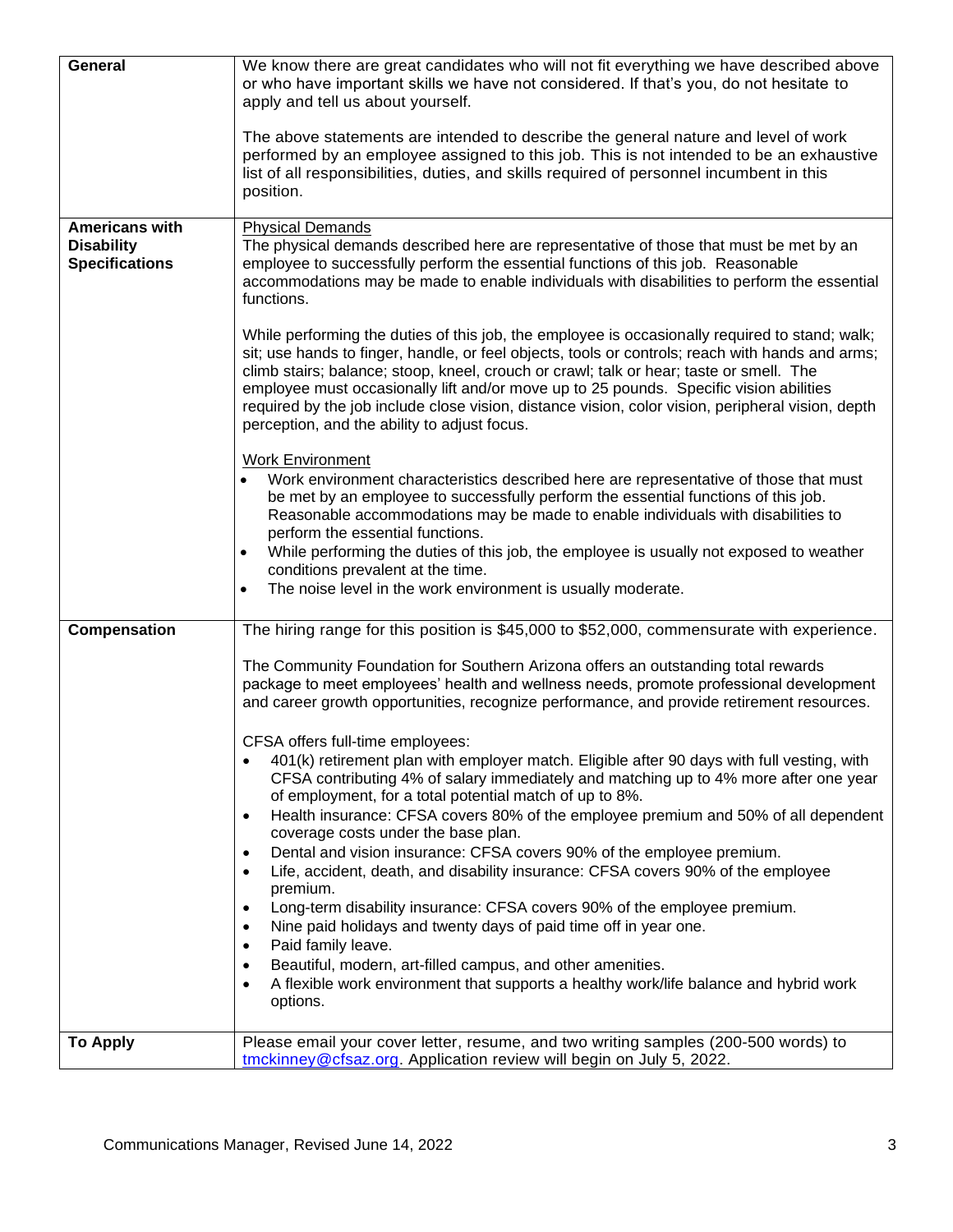| | |
|---|---|
| **General** | We know there are great candidates who will not fit everything we have described above or who have important skills we have not considered. If that's you, do not hesitate to apply and tell us about yourself.<br><br>The above statements are intended to describe the general nature and level of work performed by an employee assigned to this job. This is not intended to be an exhaustive list of all responsibilities, duties, and skills required of personnel incumbent in this position. |
| **Americans with Disability Specifications** | Physical Demands<br>The physical demands described here are representative of those that must be met by an employee to successfully perform the essential functions of this job. Reasonable accommodations may be made to enable individuals with disabilities to perform the essential functions.<br><br>While performing the duties of this job, the employee is occasionally required to stand; walk; sit; use hands to finger, handle, or feel objects, tools or controls; reach with hands and arms; climb stairs; balance; stoop, kneel, crouch or crawl; talk or hear; taste or smell. The employee must occasionally lift and/or move up to 25 pounds. Specific vision abilities required by the job include close vision, distance vision, color vision, peripheral vision, depth perception, and the ability to adjust focus.<br><br>Work Environment<br>• Work environment characteristics described here are representative of those that must be met by an employee to successfully perform the essential functions of this job. Reasonable accommodations may be made to enable individuals with disabilities to perform the essential functions.<br>• While performing the duties of this job, the employee is usually not exposed to weather conditions prevalent at the time.<br>• The noise level in the work environment is usually moderate. |
| **Compensation** | The hiring range for this position is $45,000 to $52,000, commensurate with experience.<br><br>The Community Foundation for Southern Arizona offers an outstanding total rewards package to meet employees' health and wellness needs, promote professional development and career growth opportunities, recognize performance, and provide retirement resources.<br><br>CFSA offers full-time employees:<br>• 401(k) retirement plan with employer match. Eligible after 90 days with full vesting, with CFSA contributing 4% of salary immediately and matching up to 4% more after one year of employment, for a total potential match of up to 8%.<br>• Health insurance: CFSA covers 80% of the employee premium and 50% of all dependent coverage costs under the base plan.<br>• Dental and vision insurance: CFSA covers 90% of the employee premium.<br>• Life, accident, death, and disability insurance: CFSA covers 90% of the employee premium.<br>• Long-term disability insurance: CFSA covers 90% of the employee premium.<br>• Nine paid holidays and twenty days of paid time off in year one.<br>• Paid family leave.<br>• Beautiful, modern, art-filled campus, and other amenities.<br>• A flexible work environment that supports a healthy work/life balance and hybrid work options. |
| **To Apply** | Please email your cover letter, resume, and two writing samples (200-500 words) to tmckinney@cfsaz.org. Application review will begin on July 5, 2022. |

Communications Manager, Revised June 14, 2022